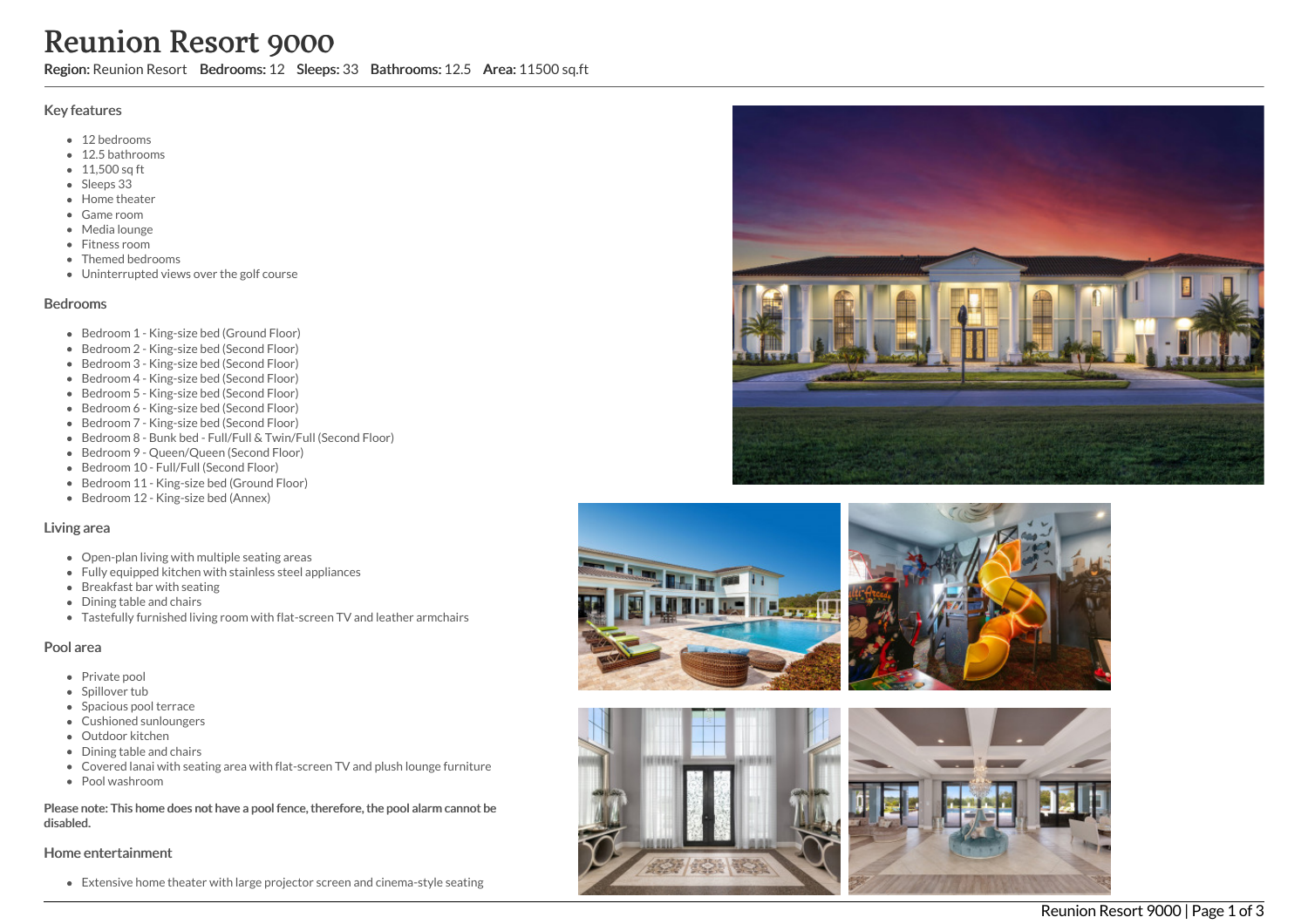# Reunion Resort 9000

**Region:** Reunion Resort **Bedrooms:** 12 **Sleeps:** 33 **Bathrooms:** 12.5 **Area:** 11500 sq.ft

## Key features

- 12 bedrooms
- 12.5 bathrooms
- 11,500 sq ft
- Sleeps 33
- Home theater
- Game room
- Media lounge
- Fitness room
- Themed bedrooms
- Uninterrupted views over the golf course

## Bedrooms

- Bedroom 1 - King-size bed (Ground Floor)
- Bedroom 2 - King-size bed (Second Floor)
- Bedroom 3 - King-size bed (Second Floor)
- Bedroom 4 - King-size bed (Second Floor)
- Bedroom 5 - King-size bed (Second Floor)
- Bedroom 6 - King-size bed (Second Floor)
- Bedroom 7 - King-size bed (Second Floor)
- Bedroom 8 - Bunk bed - Full/Full & Twin/Full (Second Floor)
- Bedroom 9 - Queen/Queen (Second Floor)
- Bedroom 10 - Full/Full (Second Floor)
- Bedroom 11 - King-size bed (Ground Floor)
- Bedroom 12 - King-size bed (Annex)

## Living area

- Open-plan living with multiple seating areas
- Fully equipped kitchen with stainless steel appliances
- Breakfast bar with seating
- Dining table and chairs
- Tastefully furnished living room with flat-screen TV and leather armchairs

## Pool area

- Private pool
- Spillover tub
- Spacious pool terrace
- Cushioned sunloungers
- Outdoor kitchen
- Dining table and chairs
- Covered lanai with seating area with flat-screen TV and plush lounge furniture
- Pool washroom

**Please note: This home does not have a pool fence, therefore, the pool alarm cannot be disabled.**

## Home entertainment

- Extensive home theater with large projector screen and cinema-style seating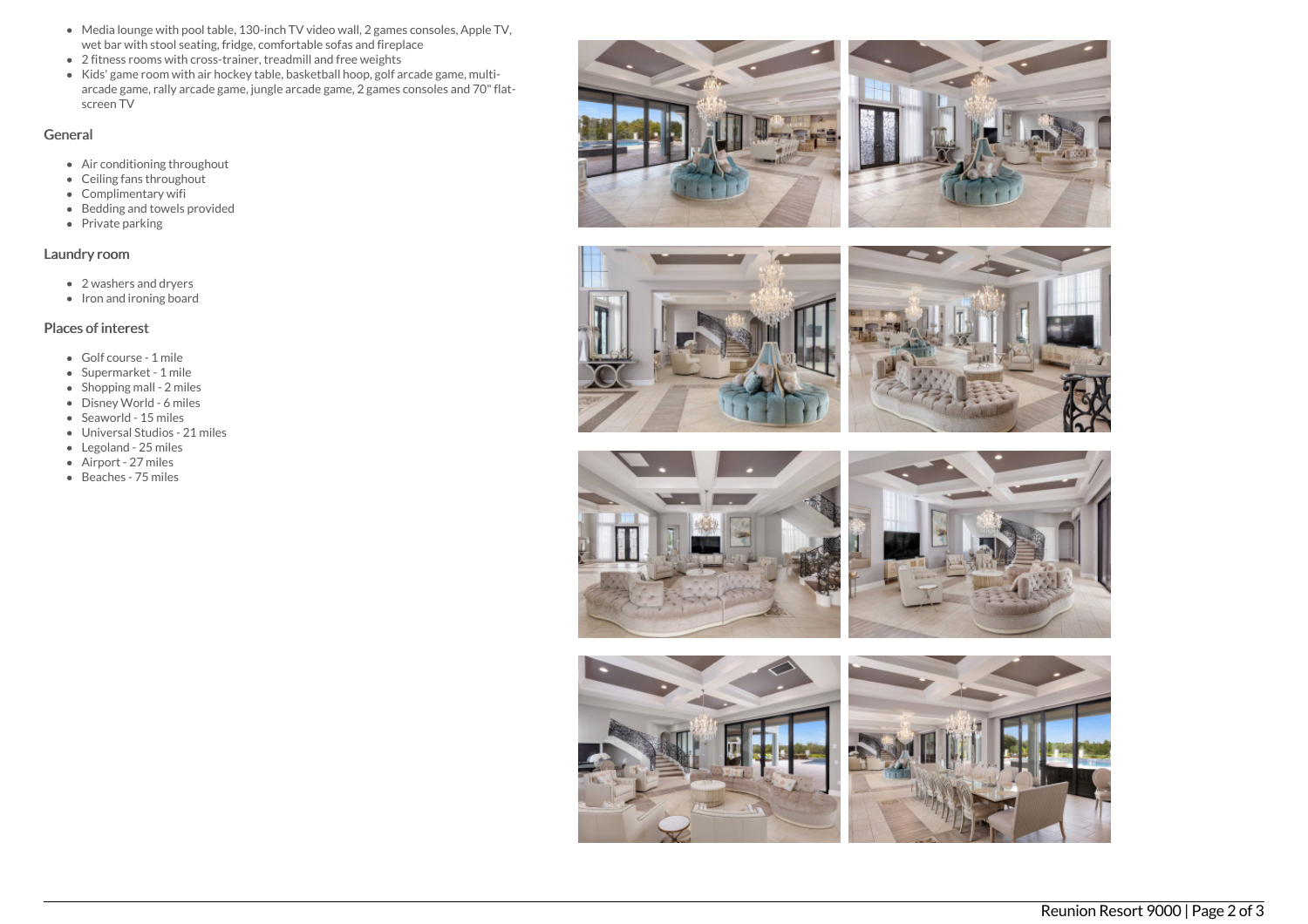- Media lounge with pool table, 130-inch TV video wall, 2 games consoles, Apple TV, wet bar with stool seating, fridge, comfortable sofas and fireplace
- 2 fitness rooms with cross-trainer, treadmill and free weights
- Kids' game room with air hockey table, basketball hoop, golf arcade game, multi-arcade game, rally arcade game, jungle arcade game, 2 games consoles and 70" flat-screen TV

### General

- Air conditioning throughout
- Ceiling fans throughout
- Complimentary wifi
- Bedding and towels provided
- Private parking

### Laundry room

- 2 washers and dryers
- Iron and ironing board

### Places of interest

- Golf course - 1 mile
- Supermarket - 1 mile
- Shopping mall - 2 miles
- Disney World - 6 miles
- Seaworld - 15 miles
- Universal Studios - 21 miles
- Legoland - 25 miles
- Airport - 27 miles
- Beaches - 75 miles